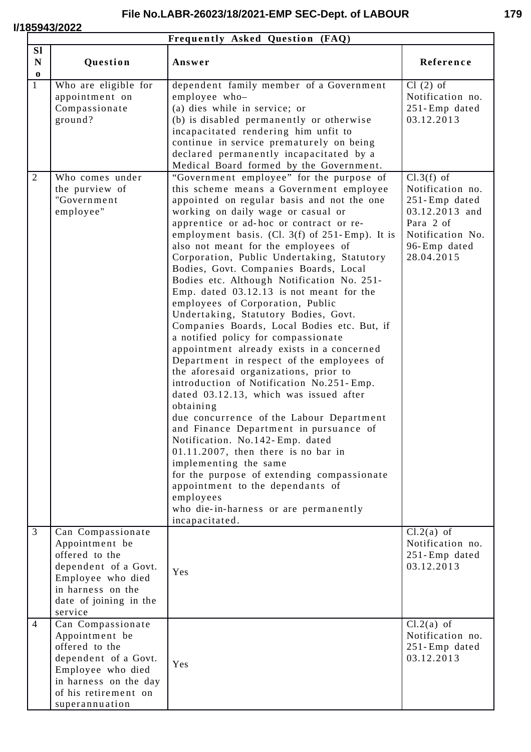| Frequently Asked Question (FAQ) | | | |
|---|---|---|---|
| **Sl No** | **Question** | **Answer** | **Reference** |
| 1 | Who are eligible for appointment on Compassionate ground? | dependent family member of a Government employee who– (a) dies while in service; or (b) is disabled permanently or otherwise incapacitated rendering him unfit to continue in service prematurely on being declared permanently incapacitated by a Medical Board formed by the Government. | Cl (2) of Notification no. 251-Emp dated 03.12.2013 |
| 2 | Who comes under the purview of "Government employee" | "Government employee" for the purpose of this scheme means a Government employee appointed on regular basis and not the one working on daily wage or casual or apprentice or ad-hoc or contract or re-employment basis. (Cl. 3(f) of 251-Emp). It is also not meant for the employees of Corporation, Public Undertaking, Statutory Bodies, Govt. Companies Boards, Local Bodies etc. Although Notification No. 251-Emp. dated 03.12.13 is not meant for the employees of Corporation, Public Undertaking, Statutory Bodies, Govt. Companies Boards, Local Bodies etc. But, if a notified policy for compassionate appointment already exists in a concerned Department in respect of the employees of the aforesaid organizations, prior to introduction of Notification No.251-Emp. dated 03.12.13, which was issued after obtaining due concurrence of the Labour Department and Finance Department in pursuance of Notification. No.142-Emp. dated 01.11.2007, then there is no bar in implementing the same for the purpose of extending compassionate appointment to the dependants of employees who die-in-harness or are permanently incapacitated. | Cl.3(f) of Notification no. 251-Emp dated 03.12.2013 and Para 2 of Notification No. 96-Emp dated 28.04.2015 |
| 3 | Can Compassionate Appointment be offered to the dependent of a Govt. Employee who died in harness on the date of joining in the service | Yes | Cl.2(a) of Notification no. 251-Emp dated 03.12.2013 |
| 4 | Can Compassionate Appointment be offered to the dependent of a Govt. Employee who died in harness on the day of his retirement on superannuation | Yes | Cl.2(a) of Notification no. 251-Emp dated 03.12.2013 |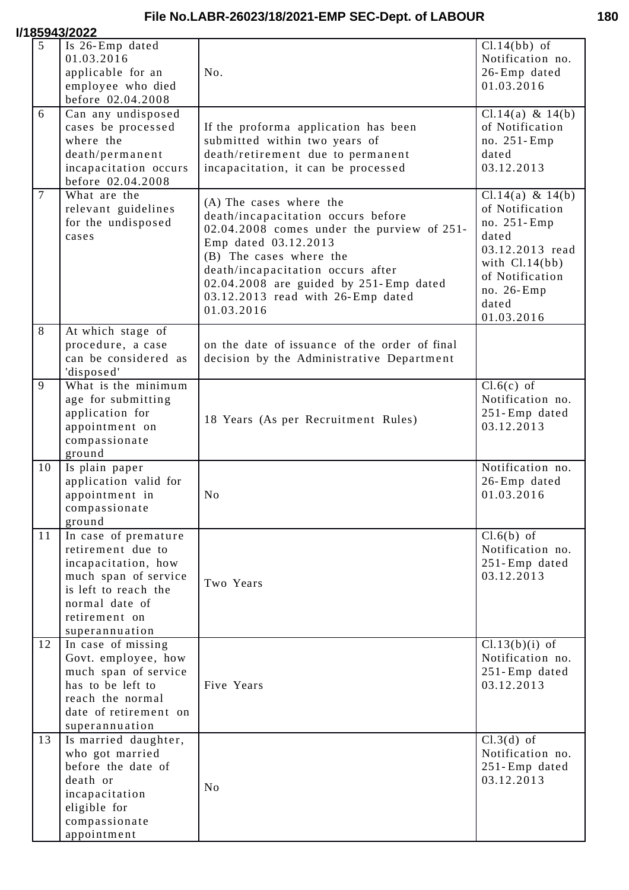| 5 | Is 26-Emp dated 01.03.2016 applicable for an employee who died before 02.04.2008 | No. | Cl.14(bb) of Notification no. 26-Emp dated 01.03.2016 |
|---|---|---|---|
| 6 | Can any undisposed cases be processed where the death/permanent incapacitation occurs before 02.04.2008 | If the proforma application has been submitted within two years of death/retirement due to permanent incapacitation, it can be processed | Cl.14(a) & 14(b) of Notification no. 251-Emp dated 03.12.2013 |
| 7 | What are the relevant guidelines for the undisposed cases | (A) The cases where the death/incapacitation occurs before 02.04.2008 comes under the purview of 251-Emp dated 03.12.2013<br>(B) The cases where the death/incapacitation occurs after 02.04.2008 are guided by 251-Emp dated 03.12.2013 read with 26-Emp dated 01.03.2016 | Cl.14(a) & 14(b) of Notification no. 251-Emp dated 03.12.2013 read with Cl.14(bb) of Notification no. 26-Emp dated 01.03.2016 |
| 8 | At which stage of procedure, a case can be considered as 'disposed' | on the date of issuance of the order of final decision by the Administrative Department | |
| 9 | What is the minimum age for submitting application for appointment on compassionate ground | 18 Years (As per Recruitment Rules) | Cl.6(c) of Notification no. 251-Emp dated 03.12.2013 |
| 10 | Is plain paper application valid for appointment in compassionate ground | No | Notification no. 26-Emp dated 01.03.2016 |
| 11 | In case of premature retirement due to incapacitation, how much span of service is left to reach the normal date of retirement on superannuation | Two Years | Cl.6(b) of Notification no. 251-Emp dated 03.12.2013 |
| 12 | In case of missing Govt. employee, how much span of service has to be left to reach the normal date of retirement on superannuation | Five Years | Cl.13(b)(i) of Notification no. 251-Emp dated 03.12.2013 |
| 13 | Is married daughter, who got married before the date of death or incapacitation eligible for compassionate appointment | No | Cl.3(d) of Notification no. 251-Emp dated 03.12.2013 |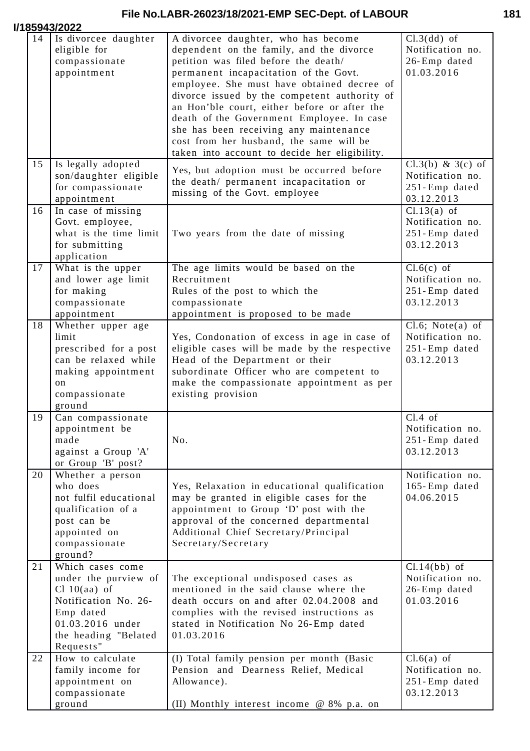| 14 | Is divorcee daughter eligible for compassionate appointment | A divorcee daughter, who has become dependent on the family, and the divorce petition was filed before the death/ permanent incapacitation of the Govt. employee. She must have obtained decree of divorce issued by the competent authority of an Hon'ble court, either before or after the death of the Government Employee. In case she has been receiving any maintenance cost from her husband, the same will be taken into account to decide her eligibility. | Cl.3(dd) of Notification no. 26-Emp dated 01.03.2016 |
|---|---|---|---|
| 15 | Is legally adopted son/daughter eligible for compassionate appointment | Yes, but adoption must be occurred before the death/ permanent incapacitation or missing of the Govt. employee | Cl.3(b) & 3(c) of Notification no. 251-Emp dated 03.12.2013 |
| 16 | In case of missing Govt. employee, what is the time limit for submitting application | Two years from the date of missing | Cl.13(a) of Notification no. 251-Emp dated 03.12.2013 |
| 17 | What is the upper and lower age limit for making compassionate appointment | The age limits would be based on the Recruitment Rules of the post to which the compassionate appointment is proposed to be made | Cl.6(c) of Notification no. 251-Emp dated 03.12.2013 |
| 18 | Whether upper age limit prescribed for a post can be relaxed while making appointment on compassionate ground | Yes, Condonation of excess in age in case of eligible cases will be made by the respective Head of the Department or their subordinate Officer who are competent to make the compassionate appointment as per existing provision | Cl.6; Note(a) of Notification no. 251-Emp dated 03.12.2013 |
| 19 | Can compassionate appointment be made against a Group 'A' or Group 'B' post? | No. | Cl.4 of Notification no. 251-Emp dated 03.12.2013 |
| 20 | Whether a person who does not fulfil educational qualification of a post can be appointed on compassionate ground? | Yes, Relaxation in educational qualification may be granted in eligible cases for the appointment to Group 'D' post with the approval of the concerned departmental Additional Chief Secretary/Principal Secretary/Secretary | Notification no. 165-Emp dated 04.06.2015 |
| 21 | Which cases come under the purview of Cl 10(aa) of Notification No. 26-Emp dated 01.03.2016 under the heading "Belated Requests" | The exceptional undisposed cases as mentioned in the said clause where the death occurs on and after 02.04.2008 and complies with the revised instructions as stated in Notification No 26-Emp dated 01.03.2016 | Cl.14(bb) of Notification no. 26-Emp dated 01.03.2016 |
| 22 | How to calculate family income for appointment on compassionate ground | (I) Total family pension per month (Basic Pension and Dearness Relief, Medical Allowance).<br><br>(II) Monthly interest income @ 8% p.a. on | Cl.6(a) of Notification no. 251-Emp dated 03.12.2013 |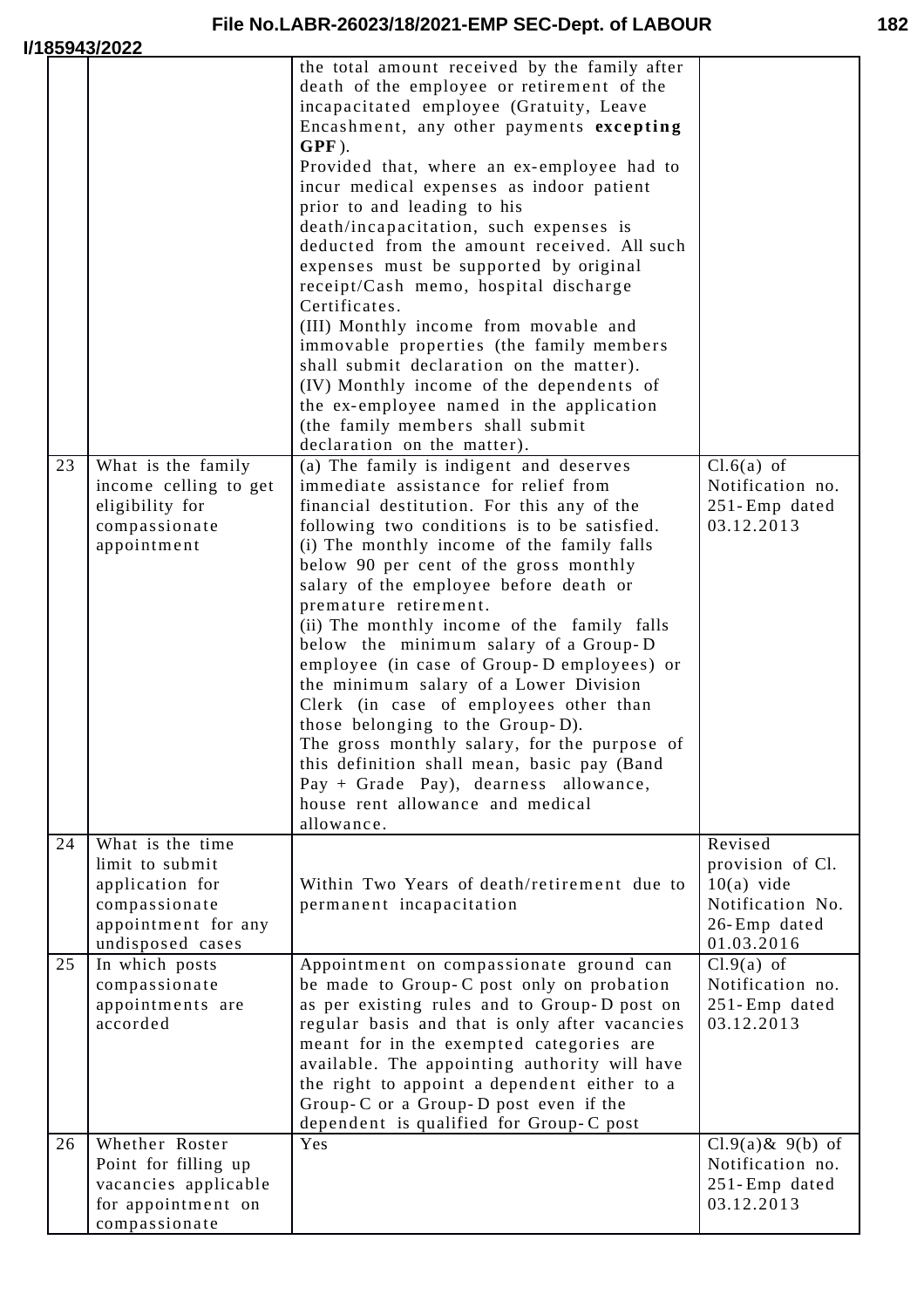| | | | |
|---|---|---|---|
| | | the total amount received by the family after death of the employee or retirement of the incapacitated employee (Gratuity, Leave Encashment, any other payments **excepting GPF**).<br>Provided that, where an ex-employee had to incur medical expenses as indoor patient prior to and leading to his death/incapacitation, such expenses is deducted from the amount received. All such expenses must be supported by original receipt/Cash memo, hospital discharge Certificates.<br>(III) Monthly income from movable and immovable properties (the family members shall submit declaration on the matter).<br>(IV) Monthly income of the dependents of the ex-employee named in the application (the family members shall submit declaration on the matter). | |
| 23 | What is the family income celling to get eligibility for compassionate appointment | (a) The family is indigent and deserves immediate assistance for relief from financial destitution. For this any of the following two conditions is to be satisfied.<br>(i) The monthly income of the family falls below 90 per cent of the gross monthly salary of the employee before death or premature retirement.<br>(ii) The monthly income of the family falls below the minimum salary of a Group-D employee (in case of Group-D employees) or the minimum salary of a Lower Division Clerk (in case of employees other than those belonging to the Group-D).<br>The gross monthly salary, for the purpose of this definition shall mean, basic pay (Band Pay + Grade Pay), dearness allowance, house rent allowance and medical allowance. | Cl.6(a) of Notification no. 251-Emp dated 03.12.2013 |
| 24 | What is the time limit to submit application for compassionate appointment for any undisposed cases | Within Two Years of death/retirement due to permanent incapacitation | Revised provision of Cl. 10(a) vide Notification No. 26-Emp dated 01.03.2016 |
| 25 | In which posts compassionate appointments are accorded | Appointment on compassionate ground can be made to Group-C post only on probation as per existing rules and to Group-D post on regular basis and that is only after vacancies meant for in the exempted categories are available. The appointing authority will have the right to appoint a dependent either to a Group-C or a Group-D post even if the dependent is qualified for Group-C post | Cl.9(a) of Notification no. 251-Emp dated 03.12.2013 |
| 26 | Whether Roster Point for filling up vacancies applicable for appointment on compassionate | Yes | Cl.9(a)& 9(b) of Notification no. 251-Emp dated 03.12.2013 |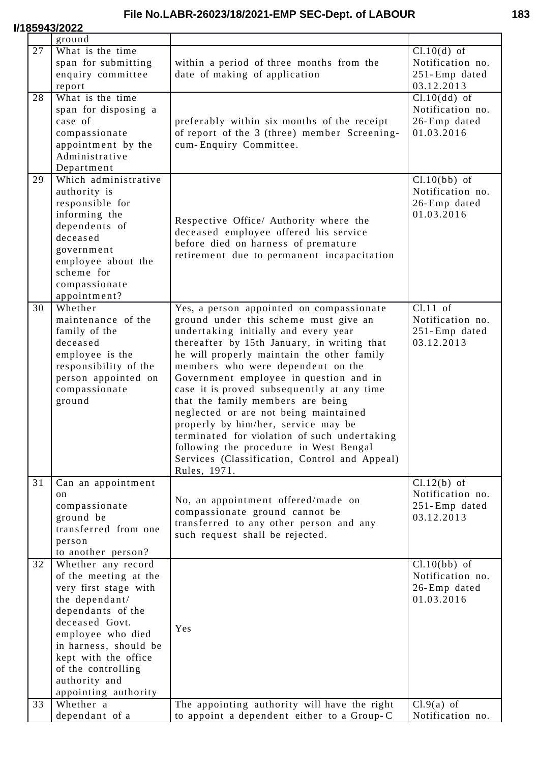| | | | |
|---|---|---|---|
| | ground | | |
| 27 | What is the time span for submitting enquiry committee report | within a period of three months from the date of making of application | Cl.10(d) of Notification no. 251-Emp dated 03.12.2013 |
| 28 | What is the time span for disposing a case of compassionate appointment by the Administrative Department | preferably within six months of the receipt of report of the 3 (three) member Screening-cum-Enquiry Committee. | Cl.10(dd) of Notification no. 26-Emp dated 01.03.2016 |
| 29 | Which administrative authority is responsible for informing the dependents of deceased government employee about the scheme for compassionate appointment? | Respective Office/ Authority where the deceased employee offered his service before died on harness of premature retirement due to permanent incapacitation | Cl.10(bb) of Notification no. 26-Emp dated 01.03.2016 |
| 30 | Whether maintenance of the family of the deceased employee is the responsibility of the person appointed on compassionate ground | Yes, a person appointed on compassionate ground under this scheme must give an undertaking initially and every year thereafter by 15th January, in writing that he will properly maintain the other family members who were dependent on the Government employee in question and in case it is proved subsequently at any time that the family members are being neglected or are not being maintained properly by him/her, service may be terminated for violation of such undertaking following the procedure in West Bengal Services (Classification, Control and Appeal) Rules, 1971. | Cl.11 of Notification no. 251-Emp dated 03.12.2013 |
| 31 | Can an appointment on compassionate ground be transferred from one person to another person? | No, an appointment offered/made on compassionate ground cannot be transferred to any other person and any such request shall be rejected. | Cl.12(b) of Notification no. 251-Emp dated 03.12.2013 |
| 32 | Whether any record of the meeting at the very first stage with the dependant/ dependants of the deceased Govt. employee who died in harness, should be kept with the office of the controlling authority and appointing authority | Yes | Cl.10(bb) of Notification no. 26-Emp dated 01.03.2016 |
| 33 | Whether a dependant of a | The appointing authority will have the right to appoint a dependent either to a Group-C | Cl.9(a) of Notification no. |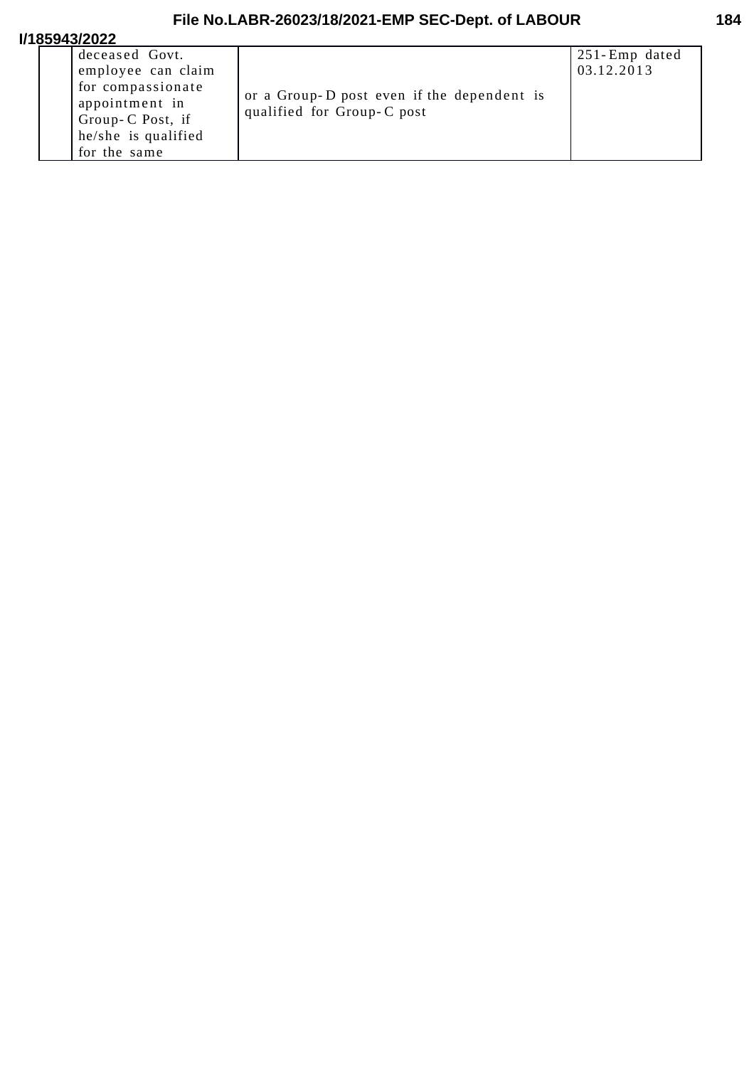| | | | |
|---|---|---|---|
| | deceased Govt. employee can claim for compassionate appointment in Group-C Post, if he/she is qualified for the same | or a Group-D post even if the dependent is qualified for Group-C post | 251-Emp dated 03.12.2013 |